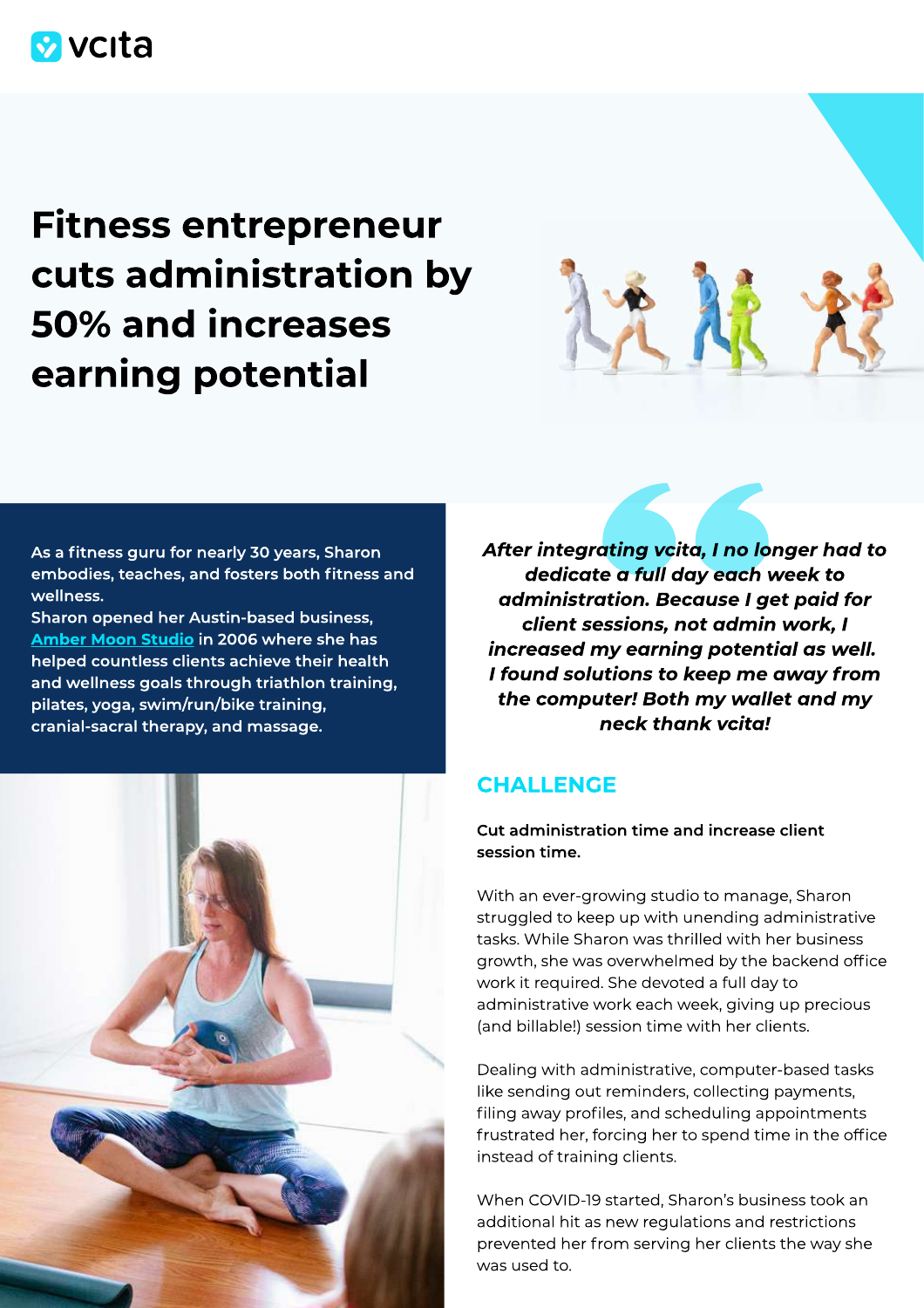# Fitness entrepreneur cuts administration by 50% and increases earning potential

**As a fitness guru for nearly 30 years, Sharon embodies, teaches, and fosters both fitness and wellness.**
**Sharon opened her Austin-based business, [Amber Moon Studio](#) in 2006 where she has helped countless clients achieve their health and wellness goals through triathlon training, pilates, yoga, swim/run/bike training, cranial-sacral therapy, and massage.**

> ***After integrating vcita, I no longer had to dedicate a full day each week to administration. Because I get paid for client sessions, not admin work, I increased my earning potential as well. I found solutions to keep me away from the computer! Both my wallet and my neck thank vcita!***

## CHALLENGE

**Cut administration time and increase client session time.**

With an ever-growing studio to manage, Sharon struggled to keep up with unending administrative tasks. While Sharon was thrilled with her business growth, she was overwhelmed by the backend office work it required. She devoted a full day to administrative work each week, giving up precious (and billable!) session time with her clients.

Dealing with administrative, computer-based tasks like sending out reminders, collecting payments, filing away profiles, and scheduling appointments frustrated her, forcing her to spend time in the office instead of training clients.

When COVID-19 started, Sharon's business took an additional hit as new regulations and restrictions prevented her from serving her clients the way she was used to.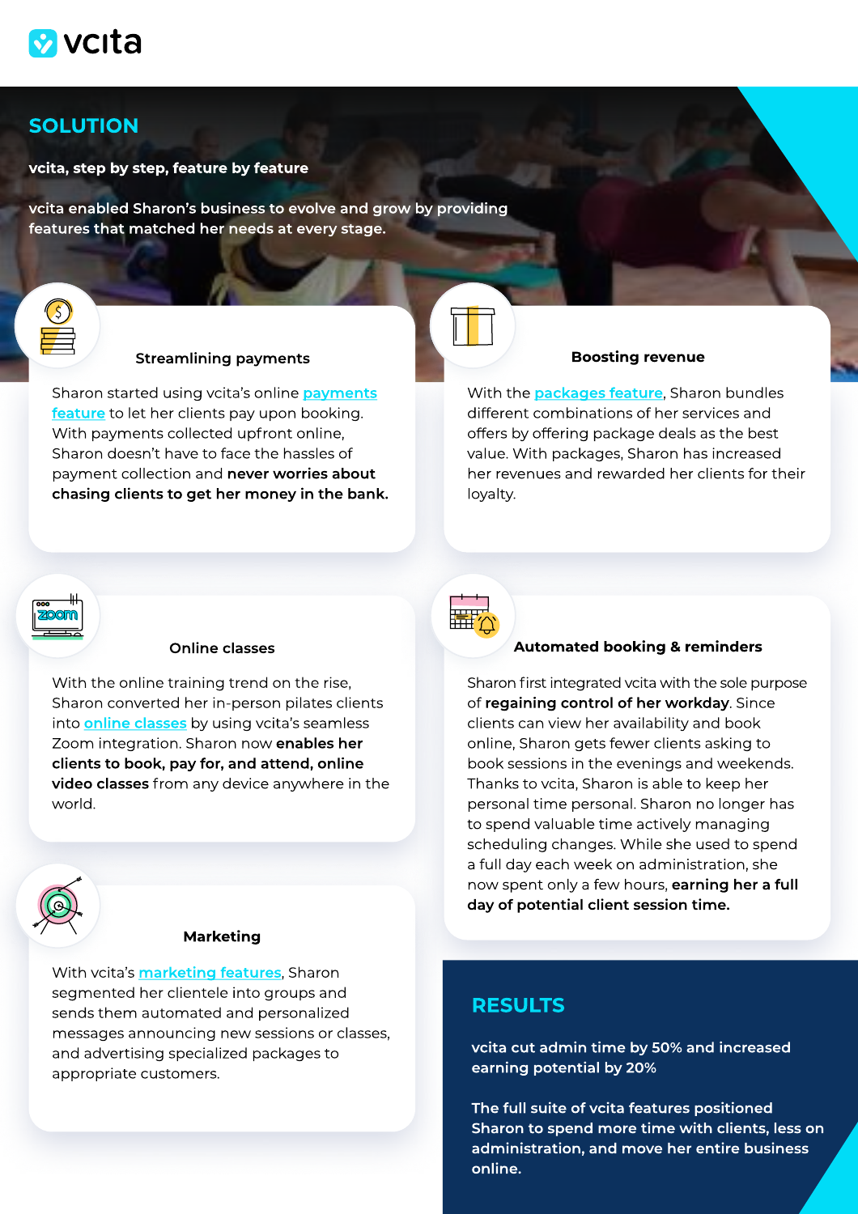## SOLUTION

**vcita, step by step, feature by feature**

**vcita enabled Sharon's business to evolve and grow by providing features that matched her needs at every stage.**

### Streamlining payments

Sharon started using vcita's online payments feature to let her clients pay upon booking. With payments collected upfront online, Sharon doesn't have to face the hassles of payment collection and **never worries about chasing clients to get her money in the bank.**

### Boosting revenue

With the packages feature, Sharon bundles different combinations of her services and offers by offering package deals as the best value. With packages, Sharon has increased her revenues and rewarded her clients for their loyalty.

### Online classes

With the online training trend on the rise, Sharon converted her in-person pilates clients into online classes by using vcita's seamless Zoom integration. Sharon now **enables her clients to book, pay for, and attend, online video classes** from any device anywhere in the world.

### Automated booking & reminders

Sharon first integrated vcita with the sole purpose of **regaining control of her workday**. Since clients can view her availability and book online, Sharon gets fewer clients asking to book sessions in the evenings and weekends. Thanks to vcita, Sharon is able to keep her personal time personal. Sharon no longer has to spend valuable time actively managing scheduling changes. While she used to spend a full day each week on administration, she now spent only a few hours, **earning her a full day of potential client session time.**

### Marketing

With vcita's marketing features, Sharon segmented her clientele into groups and sends them automated and personalized messages announcing new sessions or classes, and advertising specialized packages to appropriate customers.

## RESULTS

**vcita cut admin time by 50% and increased earning potential by 20%**

**The full suite of vcita features positioned Sharon to spend more time with clients, less on administration, and move her entire business online.**